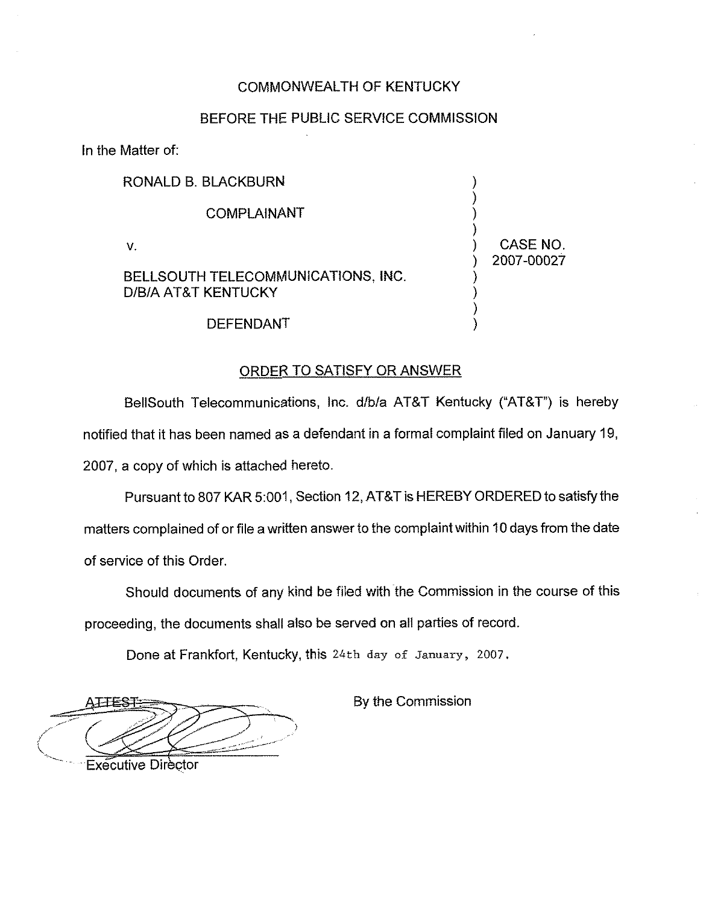COMMONWEALTH OF KENTUCKY

BEFORE THE PUBLIC SERVICE COMMISSION

In the Matter of:

| | | |
|---|---|---|
| RONALD B. BLACKBURN | ) | |
| COMPLAINANT | ) | |
| V. | ) | CASE NO. 2007-00027 |
| BELLSOUTH TELECOMMUNICATIONS, INC. D/B/A AT&T KENTUCKY | ) | |
| DEFENDANT | ) | |

## ORDER TO SATISFY OR ANSWER

BellSouth Telecommunications, Inc. d/b/a AT&T Kentucky ("AT&T") is hereby notified that it has been named as a defendant in a formal complaint filed on January 19, 2007, a copy of which is attached hereto.

Pursuant to 807 KAR 5:001, Section 12, AT&T is HEREBY ORDERED to satisfy the matters complained of or file a written answer to the complaint within 10 days from the date of service of this Order.

Should documents of any kind be filed with the Commission in the course of this proceeding, the documents shall also be served on all parties of record.

Done at Frankfort, Kentucky, this 24th day of January, 2007.

By the Commission

ATTEST:

Executive Director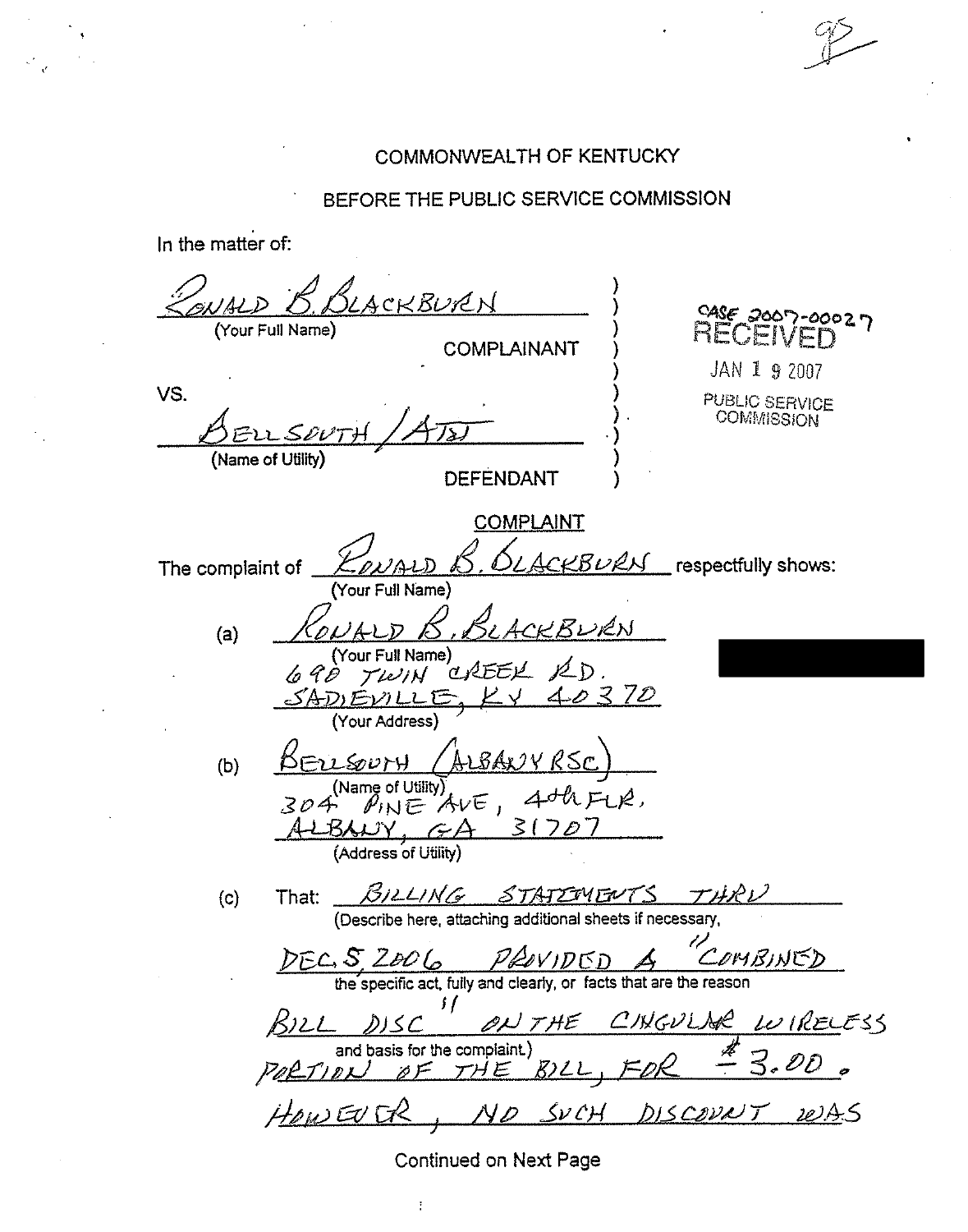COMMONWEALTH OF KENTUCKY

BEFORE THE PUBLIC SERVICE COMMISSION

In the matter of:

RONALD B. BLACKBURN
(Your Full Name)

COMPLAINANT

VS.

BELLSOUTH / AT&T
(Name of Utility)

DEFENDANT

CASE 2007-00027
RECEIVED
JAN 1 9 2007
PUBLIC SERVICE COMMISSION

COMPLAINT

The complaint of RONALD B. BLACKBURN respectfully shows:
(Your Full Name)

(a) RONALD B. BLACKBURN
(Your Full Name)
690 TWIN CREEK RD.
SADIEVILLE, KY 40370
(Your Address)

(b) BELLSOUTH (ALBANY RSC)
(Name of Utility)
304 PINE AVE, 4th FLR.
ALBANY, GA 31707
(Address of Utility)

(c) That: BILLING STATEMENTS THRU DEC. 5, 2006 PROVIDED A "COMBINED BILL DISC" ON THE CINGULAR WIRELESS PORTION OF THE BILL, FOR $3.00. HOWEVER, NO SUCH DISCOUNT WAS

(Describe here, attaching additional sheets if necessary, the specific act, fully and clearly, or facts that are the reason and basis for the complaint.)

Continued on Next Page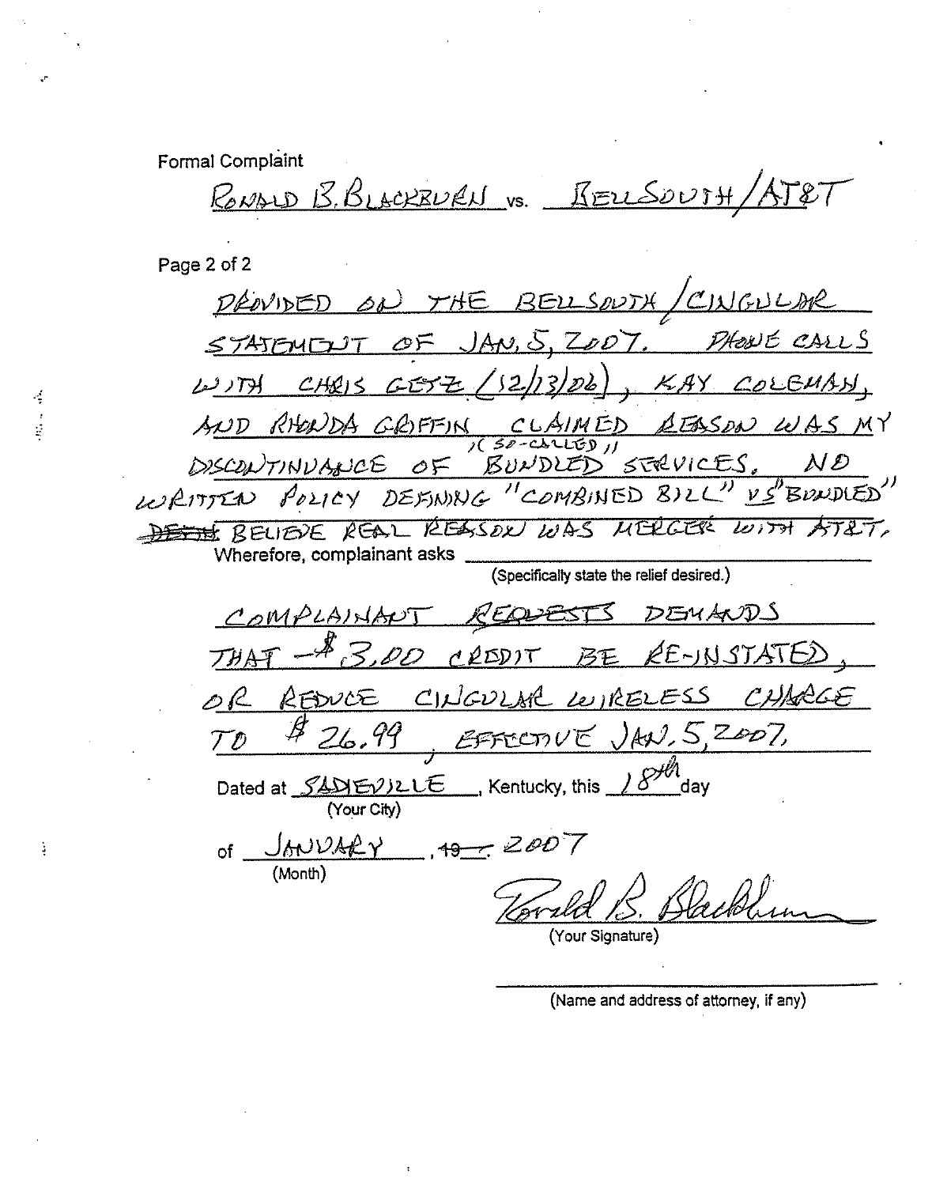Formal Complaint

RONALD B. BLACKBURN vs. BELLSOUTH/AT&T

Page 2 of 2

PROVIDED ON THE BELLSOUTH/CINGULAR STATEMENT OF JAN. 5, 2007. PHONE CALLS WITH CHRIS GETZ (12/13/06), KAY COLEMAN, AND RHONDA GRIFFIN CLAIMED REASON WAS MY DISCONTINUANCE OF "(SO-CALLED)" BUNDLED SERVICES. NO WRITTEN POLICY DEFINING "COMBINED BILL" VS "BUNDLED" ~~DEFIN~~ BELIEVE REAL REASON WAS MERGER WITH AT&T.

Wherefore, complainant asks \_\_\_\_\_\_\_\_\_\_\_\_\_\_\_\_\_\_\_\_\_\_\_\_

(Specifically state the relief desired.)

COMPLAINANT ~~REQUESTS~~ DEMANDS THAT $3.00 CREDIT BE RE-INSTATED, OR REDUCE CINGULAR WIRELESS CHARGE TO $26.99, EFFECTIVE JAN. 5, 2007.

Dated at SADIEVILLE, Kentucky, this 18th day
(Your City)

of JANUARY, ~~19~~ 2007
(Month)

Ronald B. Blackburn
(Your Signature)

\_\_\_\_\_\_\_\_\_\_\_\_\_\_\_\_\_\_\_\_\_\_\_\_
(Name and address of attorney, if any)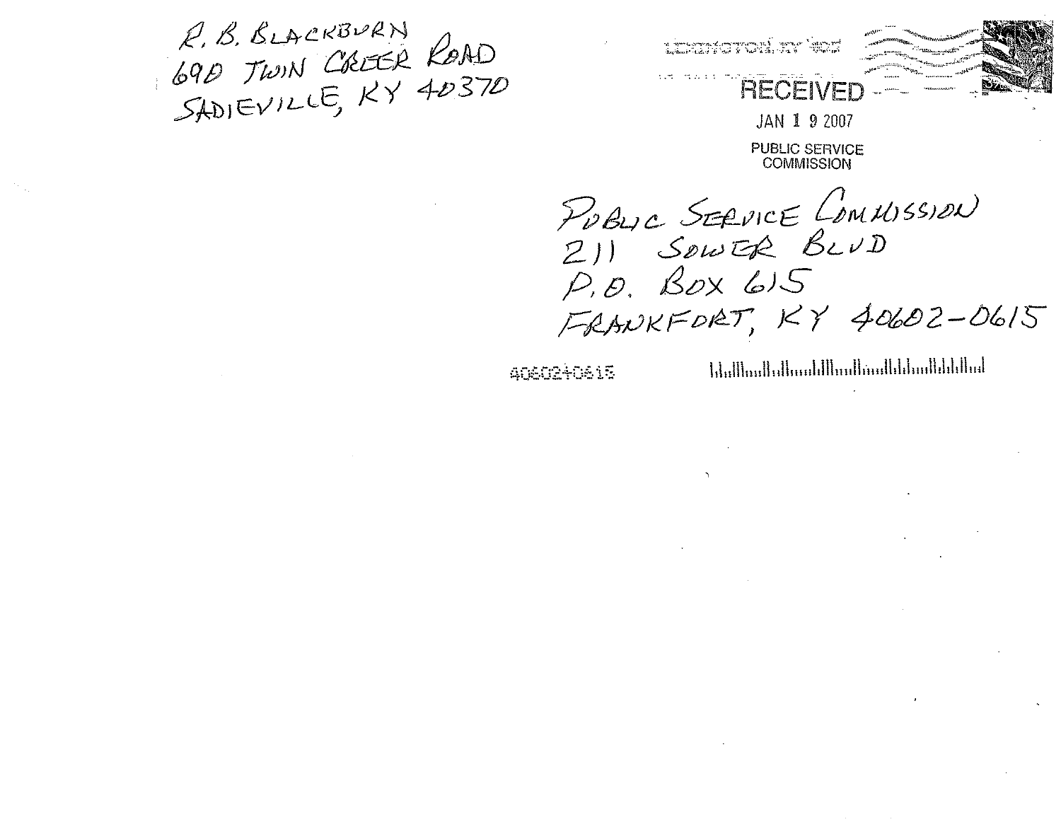R. B. BLACKBURN
690 TWIN CREEK ROAD
SADIEVILLE, KY 40370

RECEIVED

JAN 1 9 2007

PUBLIC SERVICE
COMMISSION

PUBLIC SERVICE COMMISSION
211 SOWER BLVD
P.O. BOX 615
FRANKFORT, KY 40602-0615

4060240615